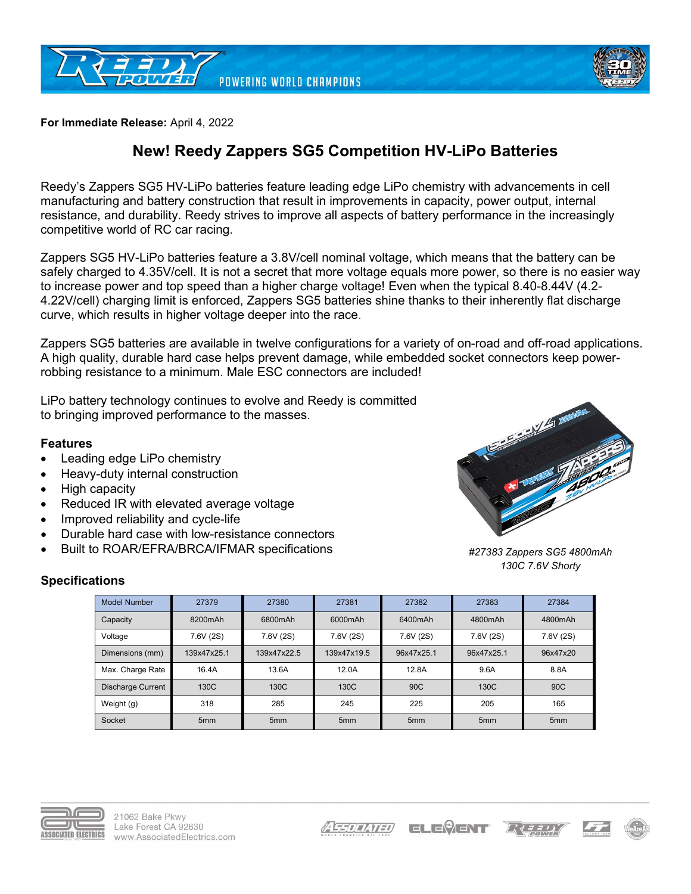**For Immediate Release:** April 4, 2022

# New! Reedy Zappers SG5 Competition HV-LiPo Batteries

Reedy's Zappers SG5 HV-LiPo batteries feature leading edge LiPo chemistry with advancements in cell manufacturing and battery construction that result in improvements in capacity, power output, internal resistance, and durability. Reedy strives to improve all aspects of battery performance in the increasingly competitive world of RC car racing.

Zappers SG5 HV-LiPo batteries feature a 3.8V/cell nominal voltage, which means that the battery can be safely charged to 4.35V/cell. It is not a secret that more voltage equals more power, so there is no easier way to increase power and top speed than a higher charge voltage! Even when the typical 8.40-8.44V (4.2-4.22V/cell) charging limit is enforced, Zappers SG5 batteries shine thanks to their inherently flat discharge curve, which results in higher voltage deeper into the race.

Zappers SG5 batteries are available in twelve configurations for a variety of on-road and off-road applications. A high quality, durable hard case helps prevent damage, while embedded socket connectors keep power-robbing resistance to a minimum. Male ESC connectors are included!

LiPo battery technology continues to evolve and Reedy is committed to bringing improved performance to the masses.

### Features

- Leading edge LiPo chemistry
- Heavy-duty internal construction
- High capacity
- Reduced IR with elevated average voltage
- Improved reliability and cycle-life
- Durable hard case with low-resistance connectors
- Built to ROAR/EFRA/BRCA/IFMAR specifications

*#27383 Zappers SG5 4800mAh 130C 7.6V Shorty*

### Specifications

| Model Number | 27379 | 27380 | 27381 | 27382 | 27383 | 27384 |
|---|---|---|---|---|---|---|
| Capacity | 8200mAh | 6800mAh | 6000mAh | 6400mAh | 4800mAh | 4800mAh |
| Voltage | 7.6V (2S) | 7.6V (2S) | 7.6V (2S) | 7.6V (2S) | 7.6V (2S) | 7.6V (2S) |
| Dimensions (mm) | 139x47x25.1 | 139x47x22.5 | 139x47x19.5 | 96x47x25.1 | 96x47x25.1 | 96x47x20 |
| Max. Charge Rate | 16.4A | 13.6A | 12.0A | 12.8A | 9.6A | 8.8A |
| Discharge Current | 130C | 130C | 130C | 90C | 130C | 90C |
| Weight (g) | 318 | 285 | 245 | 225 | 205 | 165 |
| Socket | 5mm | 5mm | 5mm | 5mm | 5mm | 5mm |

21062 Bake Pkwy
Lake Forest CA 92630
www.AssociatedElectrics.com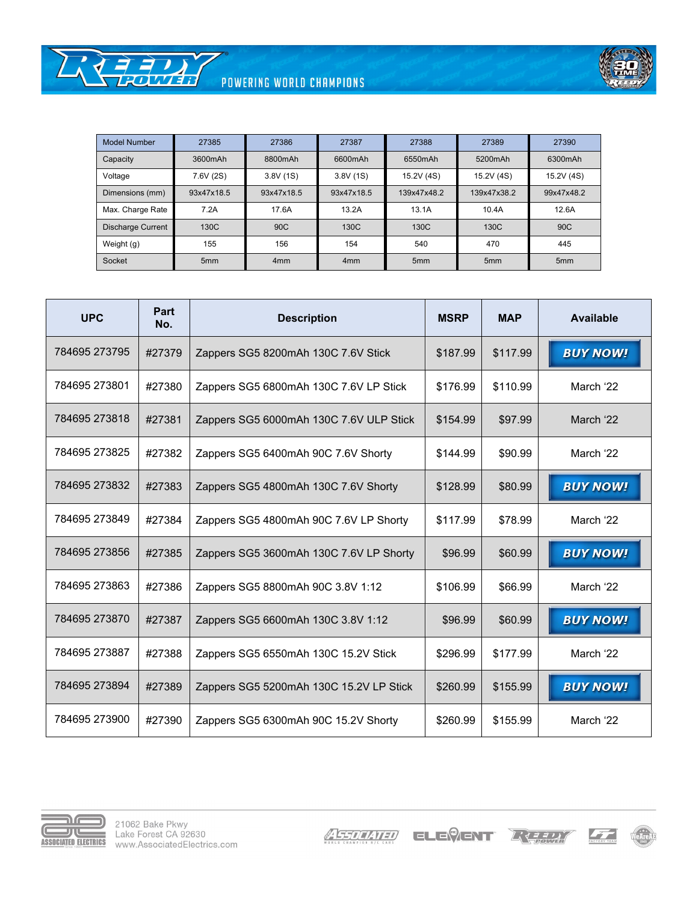POWERING WORLD CHAMPIONS

| Model Number | 27385 | 27386 | 27387 | 27388 | 27389 | 27390 |
|---|---|---|---|---|---|---|
| Capacity | 3600mAh | 8800mAh | 6600mAh | 6550mAh | 5200mAh | 6300mAh |
| Voltage | 7.6V (2S) | 3.8V (1S) | 3.8V (1S) | 15.2V (4S) | 15.2V (4S) | 15.2V (4S) |
| Dimensions (mm) | 93x47x18.5 | 93x47x18.5 | 93x47x18.5 | 139x47x48.2 | 139x47x38.2 | 99x47x48.2 |
| Max. Charge Rate | 7.2A | 17.6A | 13.2A | 13.1A | 10.4A | 12.6A |
| Discharge Current | 130C | 90C | 130C | 130C | 130C | 90C |
| Weight (g) | 155 | 156 | 154 | 540 | 470 | 445 |
| Socket | 5mm | 4mm | 4mm | 5mm | 5mm | 5mm |

| UPC | Part No. | Description | MSRP | MAP | Available |
|---|---|---|---|---|---|
| 784695 273795 | #27379 | Zappers SG5 8200mAh 130C 7.6V Stick | $187.99 | $117.99 | BUY NOW! |
| 784695 273801 | #27380 | Zappers SG5 6800mAh 130C 7.6V LP Stick | $176.99 | $110.99 | March '22 |
| 784695 273818 | #27381 | Zappers SG5 6000mAh 130C 7.6V ULP Stick | $154.99 | $97.99 | March '22 |
| 784695 273825 | #27382 | Zappers SG5 6400mAh 90C 7.6V Shorty | $144.99 | $90.99 | March '22 |
| 784695 273832 | #27383 | Zappers SG5 4800mAh 130C 7.6V Shorty | $128.99 | $80.99 | BUY NOW! |
| 784695 273849 | #27384 | Zappers SG5 4800mAh 90C 7.6V LP Shorty | $117.99 | $78.99 | March '22 |
| 784695 273856 | #27385 | Zappers SG5 3600mAh 130C 7.6V LP Shorty | $96.99 | $60.99 | BUY NOW! |
| 784695 273863 | #27386 | Zappers SG5 8800mAh 90C 3.8V 1:12 | $106.99 | $66.99 | March '22 |
| 784695 273870 | #27387 | Zappers SG5 6600mAh 130C 3.8V 1:12 | $96.99 | $60.99 | BUY NOW! |
| 784695 273887 | #27388 | Zappers SG5 6550mAh 130C 15.2V Stick | $296.99 | $177.99 | March '22 |
| 784695 273894 | #27389 | Zappers SG5 5200mAh 130C 15.2V LP Stick | $260.99 | $155.99 | BUY NOW! |
| 784695 273900 | #27390 | Zappers SG5 6300mAh 90C 15.2V Shorty | $260.99 | $155.99 | March '22 |

21062 Bake Pkwy
Lake Forest CA 92630
www.AssociatedElectrics.com